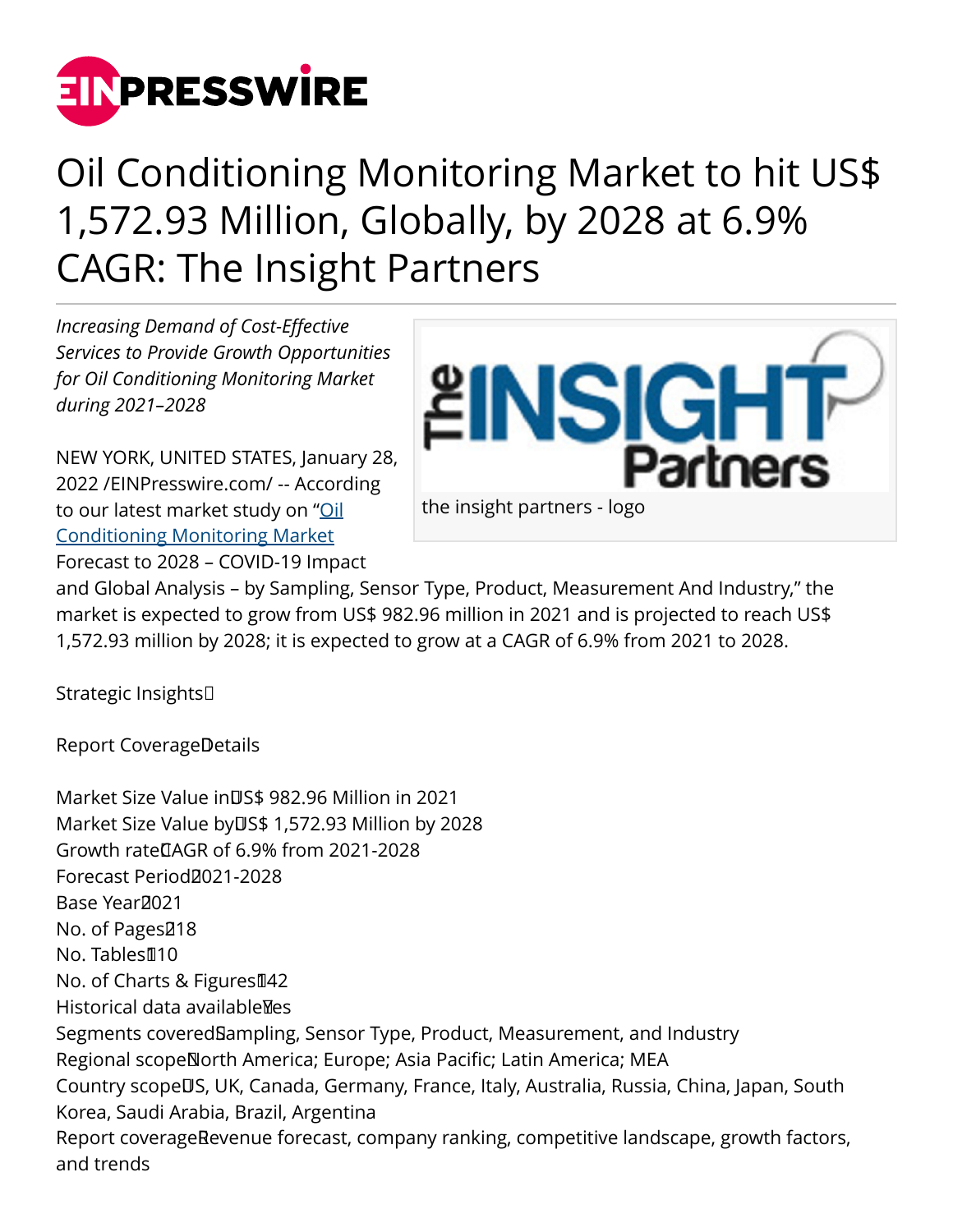# Oil Conditioning Monitoring Market to hit US$ 1,572.93 Million, Globally, by 2028 at 6.9% CAGR: The Insight Partners

*Increasing Demand of Cost-Effective Services to Provide Growth Opportunities for Oil Conditioning Monitoring Market during 2021–2028*

the insight partners - logo

NEW YORK, UNITED STATES, January 28, 2022 /EINPresswire.com/ -- According to our latest market study on "Oil Conditioning Monitoring Market Forecast to 2028 – COVID-19 Impact and Global Analysis – by Sampling, Sensor Type, Product, Measurement And Industry," the market is expected to grow from US$ 982.96 million in 2021 and is projected to reach US$ 1,572.93 million by 2028; it is expected to grow at a CAGR of 6.9% from 2021 to 2028.

Strategic Insights

| Report Coverage | Details |
|---|---|
| Market Size Value in | US$ 982.96 Million in 2021 |
| Market Size Value by | US$ 1,572.93 Million by 2028 |
| Growth rate | CAGR of 6.9% from 2021-2028 |
| Forecast Period | 2021-2028 |
| Base Year | 2021 |
| No. of Pages | 218 |
| No. Tables | 110 |
| No. of Charts & Figures | 142 |
| Historical data available | Yes |
| Segments covered | Sampling, Sensor Type, Product, Measurement, and Industry |
| Regional scope | North America; Europe; Asia Pacific; Latin America; MEA |
| Country scope | US, UK, Canada, Germany, France, Italy, Australia, Russia, China, Japan, South Korea, Saudi Arabia, Brazil, Argentina |
| Report coverage | Revenue forecast, company ranking, competitive landscape, growth factors, and trends |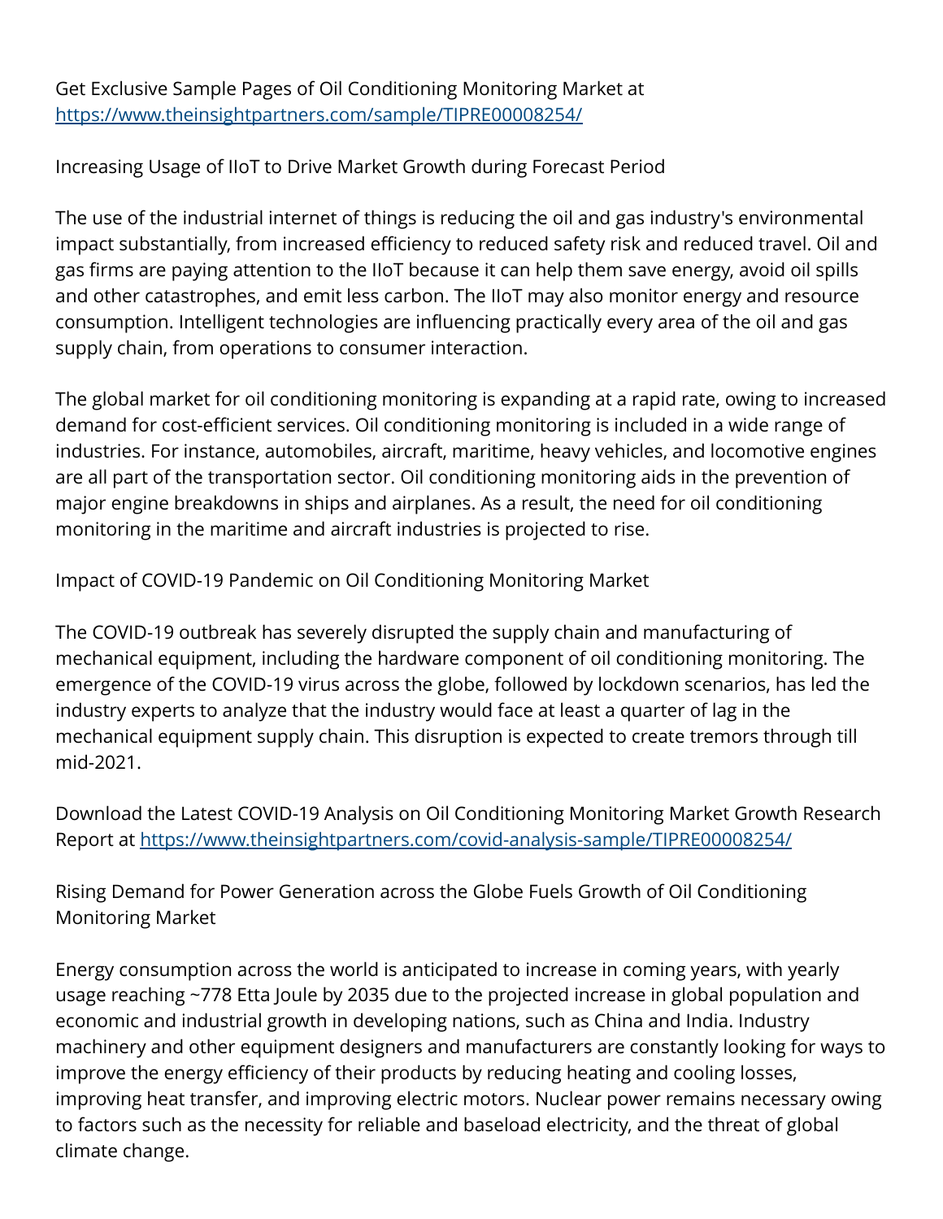Get Exclusive Sample Pages of Oil Conditioning Monitoring Market at https://www.theinsightpartners.com/sample/TIPRE00008254/

## Increasing Usage of IIoT to Drive Market Growth during Forecast Period

The use of the industrial internet of things is reducing the oil and gas industry's environmental impact substantially, from increased efficiency to reduced safety risk and reduced travel. Oil and gas firms are paying attention to the IIoT because it can help them save energy, avoid oil spills and other catastrophes, and emit less carbon. The IIoT may also monitor energy and resource consumption. Intelligent technologies are influencing practically every area of the oil and gas supply chain, from operations to consumer interaction.

The global market for oil conditioning monitoring is expanding at a rapid rate, owing to increased demand for cost-efficient services. Oil conditioning monitoring is included in a wide range of industries. For instance, automobiles, aircraft, maritime, heavy vehicles, and locomotive engines are all part of the transportation sector. Oil conditioning monitoring aids in the prevention of major engine breakdowns in ships and airplanes. As a result, the need for oil conditioning monitoring in the maritime and aircraft industries is projected to rise.

## Impact of COVID-19 Pandemic on Oil Conditioning Monitoring Market

The COVID-19 outbreak has severely disrupted the supply chain and manufacturing of mechanical equipment, including the hardware component of oil conditioning monitoring. The emergence of the COVID-19 virus across the globe, followed by lockdown scenarios, has led the industry experts to analyze that the industry would face at least a quarter of lag in the mechanical equipment supply chain. This disruption is expected to create tremors through till mid-2021.

Download the Latest COVID-19 Analysis on Oil Conditioning Monitoring Market Growth Research Report at https://www.theinsightpartners.com/covid-analysis-sample/TIPRE00008254/

## Rising Demand for Power Generation across the Globe Fuels Growth of Oil Conditioning Monitoring Market

Energy consumption across the world is anticipated to increase in coming years, with yearly usage reaching ~778 Etta Joule by 2035 due to the projected increase in global population and economic and industrial growth in developing nations, such as China and India. Industry machinery and other equipment designers and manufacturers are constantly looking for ways to improve the energy efficiency of their products by reducing heating and cooling losses, improving heat transfer, and improving electric motors. Nuclear power remains necessary owing to factors such as the necessity for reliable and baseload electricity, and the threat of global climate change.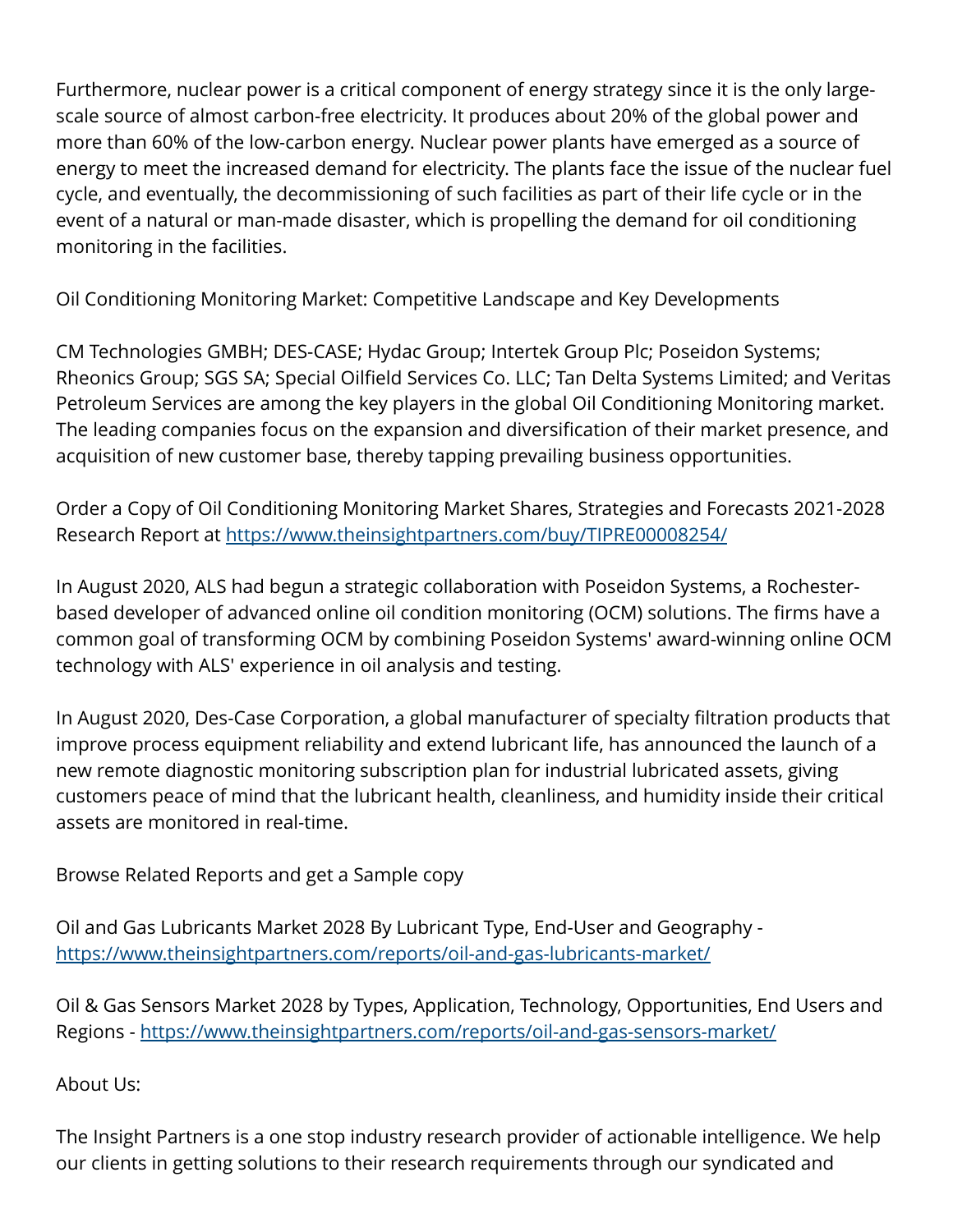Furthermore, nuclear power is a critical component of energy strategy since it is the only large-scale source of almost carbon-free electricity. It produces about 20% of the global power and more than 60% of the low-carbon energy. Nuclear power plants have emerged as a source of energy to meet the increased demand for electricity. The plants face the issue of the nuclear fuel cycle, and eventually, the decommissioning of such facilities as part of their life cycle or in the event of a natural or man-made disaster, which is propelling the demand for oil conditioning monitoring in the facilities.

Oil Conditioning Monitoring Market: Competitive Landscape and Key Developments

CM Technologies GMBH; DES-CASE; Hydac Group; Intertek Group Plc; Poseidon Systems; Rheonics Group; SGS SA; Special Oilfield Services Co. LLC; Tan Delta Systems Limited; and Veritas Petroleum Services are among the key players in the global Oil Conditioning Monitoring market. The leading companies focus on the expansion and diversification of their market presence, and acquisition of new customer base, thereby tapping prevailing business opportunities.

Order a Copy of Oil Conditioning Monitoring Market Shares, Strategies and Forecasts 2021-2028 Research Report at [https://www.theinsightpartners.com/buy/TIPRE00008254/](https://www.theinsightpartners.com/buy/TIPRE00008254/)

In August 2020, ALS had begun a strategic collaboration with Poseidon Systems, a Rochester-based developer of advanced online oil condition monitoring (OCM) solutions. The firms have a common goal of transforming OCM by combining Poseidon Systems' award-winning online OCM technology with ALS' experience in oil analysis and testing.

In August 2020, Des-Case Corporation, a global manufacturer of specialty filtration products that improve process equipment reliability and extend lubricant life, has announced the launch of a new remote diagnostic monitoring subscription plan for industrial lubricated assets, giving customers peace of mind that the lubricant health, cleanliness, and humidity inside their critical assets are monitored in real-time.

Browse Related Reports and get a Sample copy

Oil and Gas Lubricants Market 2028 By Lubricant Type, End-User and Geography - [https://www.theinsightpartners.com/reports/oil-and-gas-lubricants-market/](https://www.theinsightpartners.com/reports/oil-and-gas-lubricants-market/)

Oil & Gas Sensors Market 2028 by Types, Application, Technology, Opportunities, End Users and Regions - [https://www.theinsightpartners.com/reports/oil-and-gas-sensors-market/](https://www.theinsightpartners.com/reports/oil-and-gas-sensors-market/)

About Us:

The Insight Partners is a one stop industry research provider of actionable intelligence. We help our clients in getting solutions to their research requirements through our syndicated and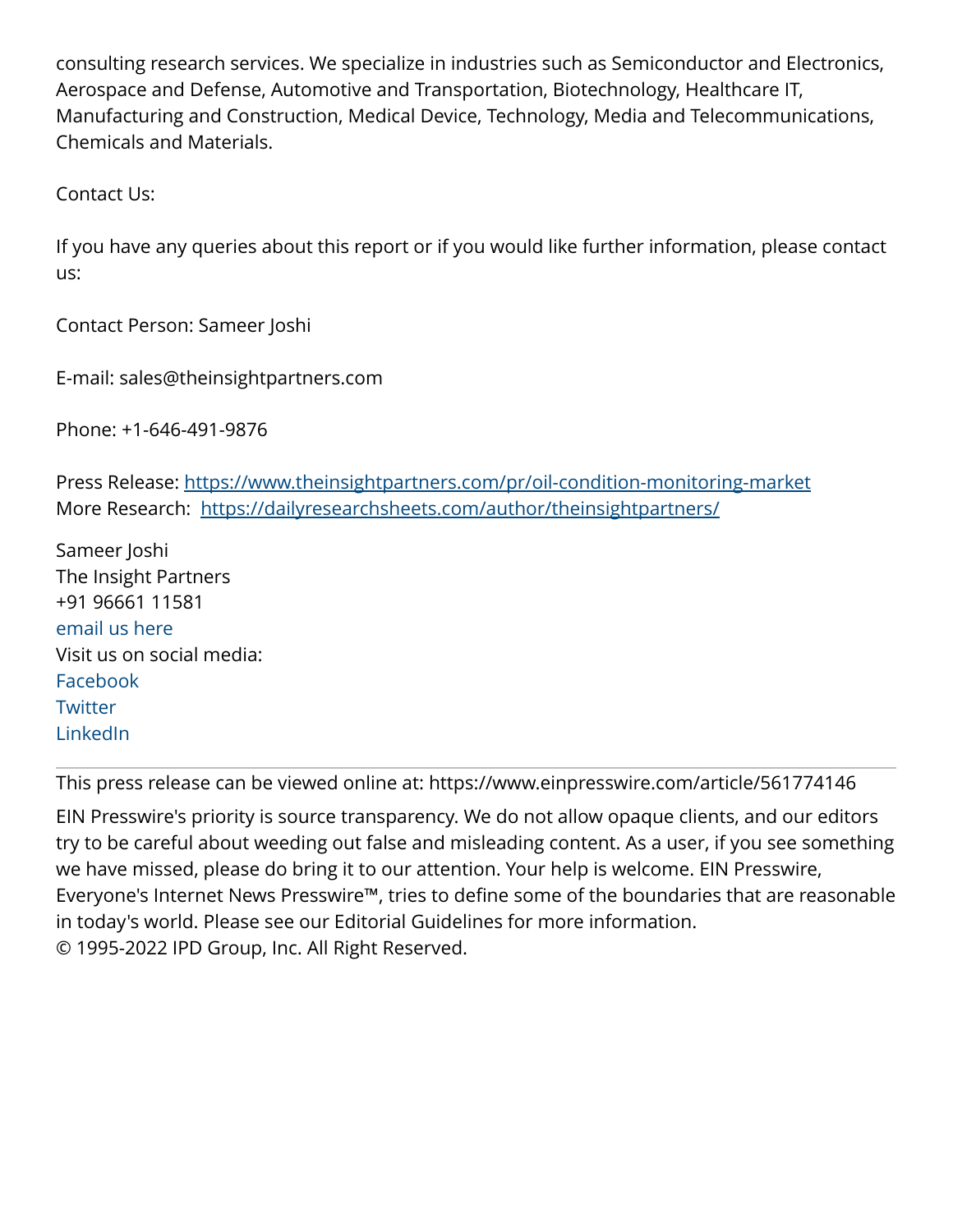consulting research services. We specialize in industries such as Semiconductor and Electronics, Aerospace and Defense, Automotive and Transportation, Biotechnology, Healthcare IT, Manufacturing and Construction, Medical Device, Technology, Media and Telecommunications, Chemicals and Materials.

Contact Us:

If you have any queries about this report or if you would like further information, please contact us:

Contact Person: Sameer Joshi

E-mail: sales@theinsightpartners.com

Phone: +1-646-491-9876

Press Release: https://www.theinsightpartners.com/pr/oil-condition-monitoring-market
More Research: https://dailyresearchsheets.com/author/theinsightpartners/

Sameer Joshi
The Insight Partners
+91 96661 11581
email us here
Visit us on social media:
Facebook
Twitter
LinkedIn

---

This press release can be viewed online at: https://www.einpresswire.com/article/561774146

EIN Presswire's priority is source transparency. We do not allow opaque clients, and our editors try to be careful about weeding out false and misleading content. As a user, if you see something we have missed, please do bring it to our attention. Your help is welcome. EIN Presswire, Everyone's Internet News Presswire™, tries to define some of the boundaries that are reasonable in today's world. Please see our Editorial Guidelines for more information.
© 1995-2022 IPD Group, Inc. All Right Reserved.